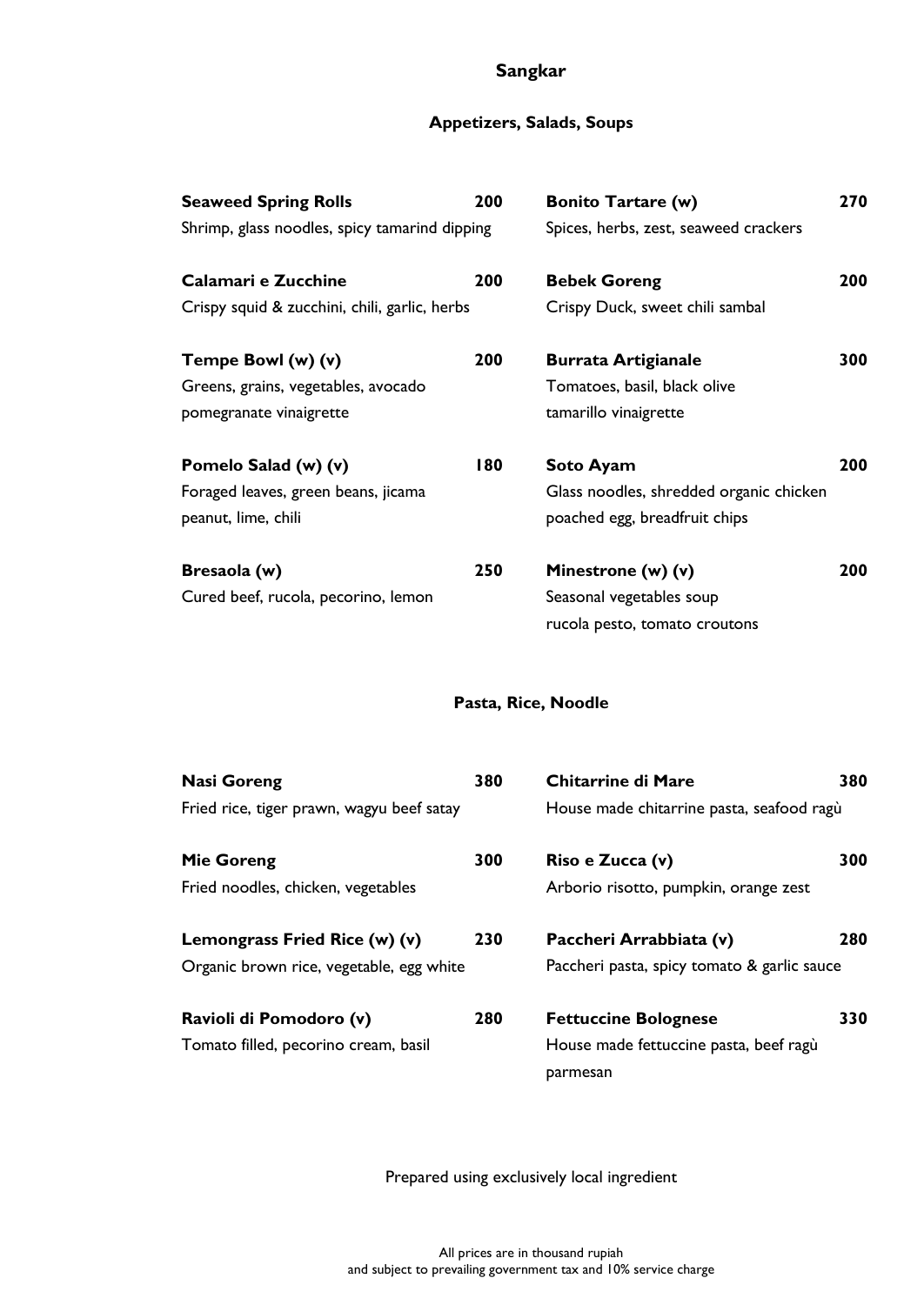# Sangkar

## Appetizers, Salads, Soups

**Seaweed Spring Rolls** **200**
Shrimp, glass noodles, spicy tamarind dipping

**Calamari e Zucchine** **200**
Crispy squid & zucchini, chili, garlic, herbs

**Tempe Bowl (w) (v)** **200**
Greens, grains, vegetables, avocado
pomegranate vinaigrette

**Pomelo Salad (w) (v)** **180**
Foraged leaves, green beans, jicama
peanut, lime, chili

**Bresaola (w)** **250**
Cured beef, rucola, pecorino, lemon

**Bonito Tartare (w)** **270**
Spices, herbs, zest, seaweed crackers

**Bebek Goreng** **200**
Crispy Duck, sweet chili sambal

**Burrata Artigianale** **300**
Tomatoes, basil, black olive
tamarillo vinaigrette

**Soto Ayam** **200**
Glass noodles, shredded organic chicken
poached egg, breadfruit chips

**Minestrone (w) (v)** **200**
Seasonal vegetables soup
rucola pesto, tomato croutons

## Pasta, Rice, Noodle

**Nasi Goreng** **380**
Fried rice, tiger prawn, wagyu beef satay

**Mie Goreng** **300**
Fried noodles, chicken, vegetables

**Lemongrass Fried Rice (w) (v)** **230**
Organic brown rice, vegetable, egg white

**Ravioli di Pomodoro (v)** **280**
Tomato filled, pecorino cream, basil

**Chitarrine di Mare** **380**
House made chitarrine pasta, seafood ragù

**Riso e Zucca (v)** **300**
Arborio risotto, pumpkin, orange zest

**Paccheri Arrabbiata (v)** **280**
Paccheri pasta, spicy tomato & garlic sauce

**Fettuccine Bolognese** **330**
House made fettuccine pasta, beef ragù
parmesan

Prepared using exclusively local ingredient

All prices are in thousand rupiah
and subject to prevailing government tax and 10% service charge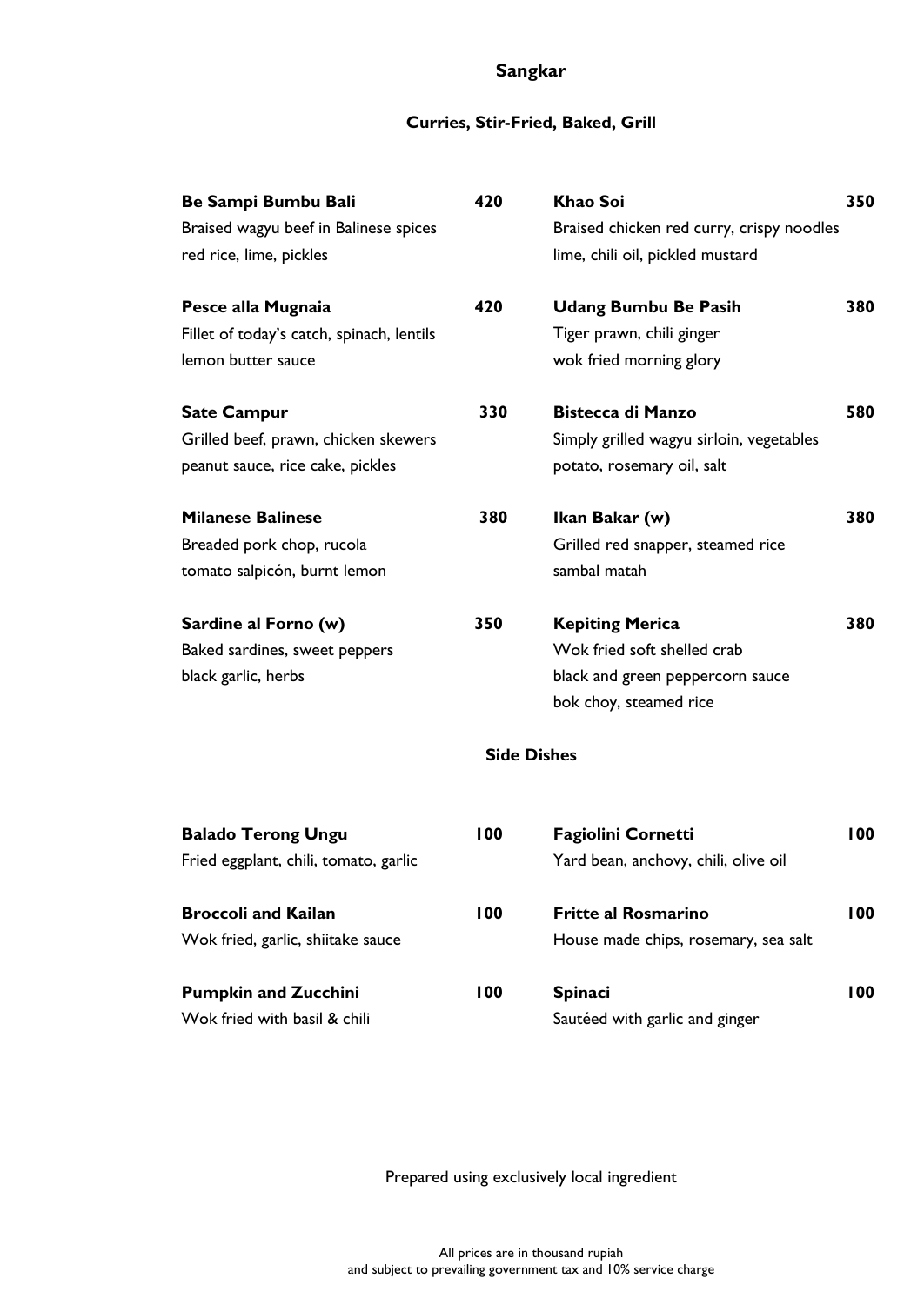# Sangkar

## Curries, Stir-Fried, Baked, Grill

**Be Sampi Bumbu Bali** 420
Braised wagyu beef in Balinese spices
red rice, lime, pickles

**Pesce alla Mugnaia** 420
Fillet of today's catch, spinach, lentils
lemon butter sauce

**Sate Campur** 330
Grilled beef, prawn, chicken skewers
peanut sauce, rice cake, pickles

**Milanese Balinese** 380
Breaded pork chop, rucola
tomato salpicón, burnt lemon

**Sardine al Forno (w)** 350
Baked sardines, sweet peppers
black garlic, herbs

**Khao Soi** 350
Braised chicken red curry, crispy noodles
lime, chili oil, pickled mustard

**Udang Bumbu Be Pasih** 380
Tiger prawn, chili ginger
wok fried morning glory

**Bistecca di Manzo** 580
Simply grilled wagyu sirloin, vegetables
potato, rosemary oil, salt

**Ikan Bakar (w)** 380
Grilled red snapper, steamed rice
sambal matah

**Kepiting Merica** 380
Wok fried soft shelled crab
black and green peppercorn sauce
bok choy, steamed rice

## Side Dishes

**Balado Terong Ungu** 100
Fried eggplant, chili, tomato, garlic

**Broccoli and Kailan** 100
Wok fried, garlic, shiitake sauce

**Pumpkin and Zucchini** 100
Wok fried with basil & chili

**Fagiolini Cornetti** 100
Yard bean, anchovy, chili, olive oil

**Fritte al Rosmarino** 100
House made chips, rosemary, sea salt

**Spinaci** 100
Sautéed with garlic and ginger

Prepared using exclusively local ingredient

All prices are in thousand rupiah
and subject to prevailing government tax and 10% service charge